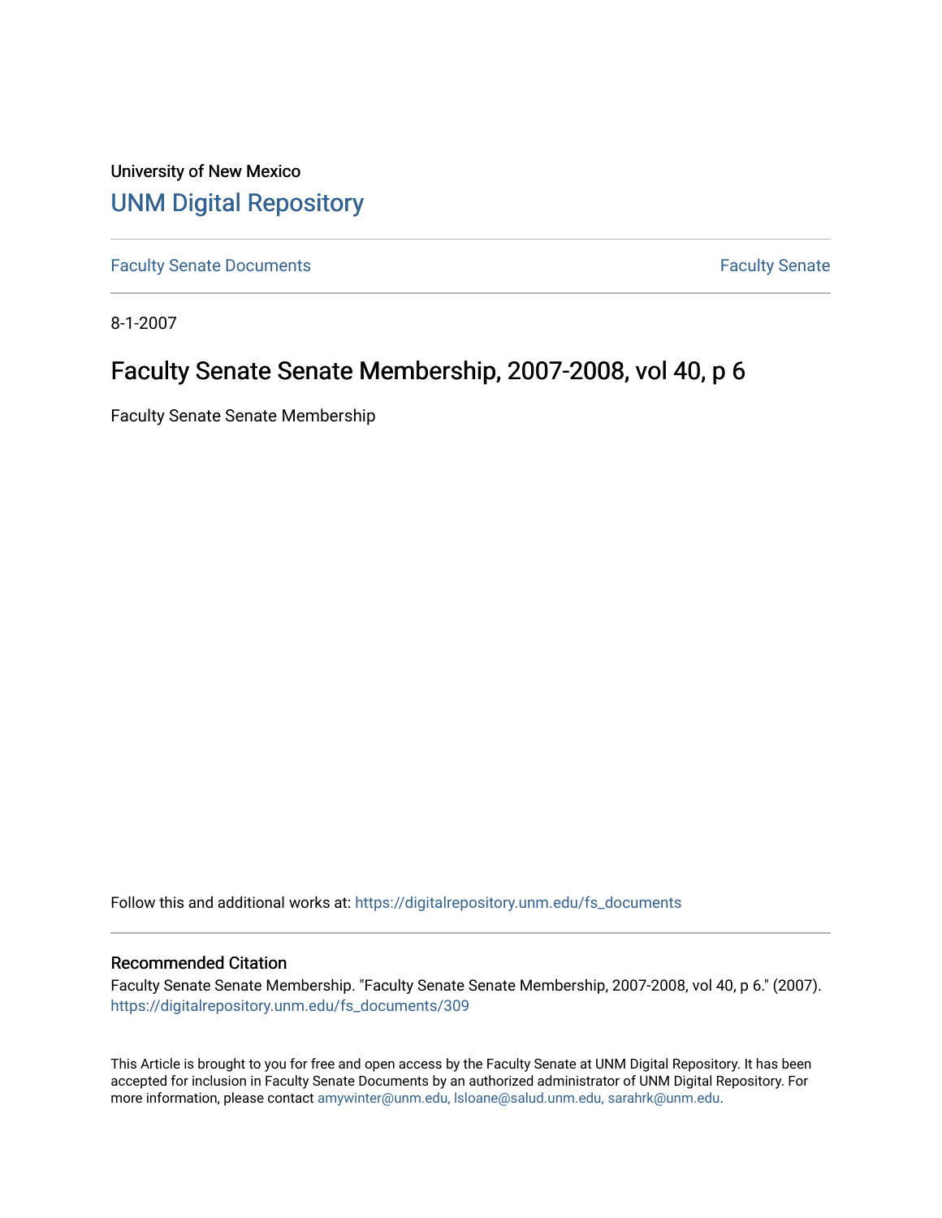University of New Mexico

# UNM Digital Repository

Faculty Senate Documents

Faculty Senate

8-1-2007

## Faculty Senate Senate Membership, 2007-2008, vol 40, p 6

Faculty Senate Senate Membership

Follow this and additional works at: https://digitalrepository.unm.edu/fs_documents

### Recommended Citation

Faculty Senate Senate Membership. "Faculty Senate Senate Membership, 2007-2008, vol 40, p 6." (2007). https://digitalrepository.unm.edu/fs_documents/309

This Article is brought to you for free and open access by the Faculty Senate at UNM Digital Repository. It has been accepted for inclusion in Faculty Senate Documents by an authorized administrator of UNM Digital Repository. For more information, please contact amywinter@unm.edu, lsloane@salud.unm.edu, sarahrk@unm.edu.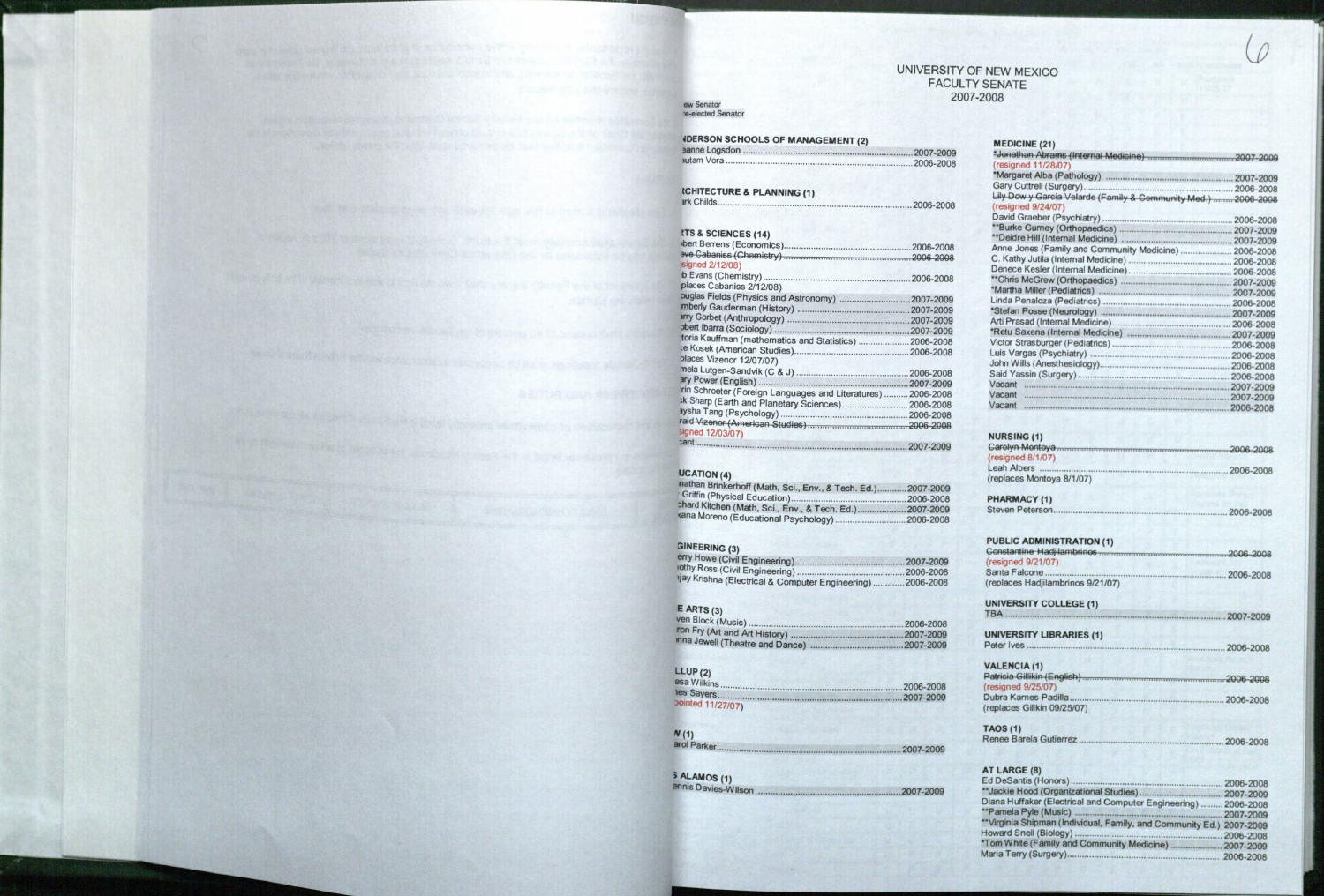# UNIVERSITY OF NEW MEXICO
## FACULTY SENATE
### 2007-2008

ew Senator
re-elected Senator

**NDERSON SCHOOLS OF MANAGEMENT (2)**
eanne Logsdon .......... 2007-2009
utam Vora .......... 2006-2008

**RCHITECTURE & PLANNING (1)**
ark Childs .......... 2006-2008

**RTS & SCIENCES (14)**
obert Berrens (Economics) .......... 2006-2008
~~eve Cabaniss (Chemistry) .......... 2006-2008~~
signed 2/12/08)
b Evans (Chemistry) .......... 2006-2008
places Cabaniss 2/12/08)
ouglas Fields (Physics and Astronomy) .......... 2007-2009
mberly Gauderman (History) .......... 2007-2009
rry Gorbet (Anthropology) .......... 2007-2009
obert Ibarra (Sociology) .......... 2007-2009
toria Kauffman (mathematics and Statistics) .......... 2006-2008
e Kosek (American Studies) .......... 2006-2008
places Vizenor 12/07/07)
mela Lutgen-Sandvik (C & J) .......... 2006-2008
ary Power (English) .......... 2007-2009
rin Schroeter (Foreign Languages and Literatures) .......... 2006-2008
ck Sharp (Earth and Planetary Sciences) .......... 2006-2008
aysha Tang (Psychology) .......... 2006-2008
~~rald Vizenor (American Studies) .......... 2006-2008~~
signed 12/03/07)
cant .......... 2007-2009

**UCATION (4)**
nathan Brinkerhoff (Math, Sci., Env., & Tech. Ed.) .......... 2007-2009
Griffin (Physical Education) .......... 2006-2008
chard Kitchen (Math, Sci., Env., & Tech. Ed.) .......... 2007-2009
xana Moreno (Educational Psychology) .......... 2006-2008

**GINEERING (3)**
erry Howe (Civil Engineering) .......... 2007-2009
othy Ross (Civil Engineering) .......... 2006-2008
njay Krishna (Electrical & Computer Engineering) .......... 2006-2008

**E ARTS (3)**
ven Block (Music) .......... 2006-2008
ron Fry (Art and Art History) .......... 2007-2009
nna Jewell (Theatre and Dance) .......... 2007-2009

**LLUP (2)**
esa Wilkins .......... 2006-2008
nes Sayers .......... 2007-2009
pointed 11/27/07)

**W (1)**
arol Parker .......... 2007-2009

**S ALAMOS (1)**
ennis Davies-Wilson .......... 2007-2009

**MEDICINE (21)**
~~*Jonathan Abrams (Internal Medicine) .......... 2007-2009~~
(resigned 11/28/07)
*Margaret Alba (Pathology) .......... 2007-2009
Gary Cuttrell (Surgery) .......... 2006-2008
~~Lily Dow y Garcia Velarde (Family & Community Med.) .......... 2006-2008~~
(resigned 9/24/07)
David Graeber (Psychiatry) .......... 2006-2008
**Burke Gurney (Orthopaedics) .......... 2007-2009
**Deidre Hill (Internal Medicine) .......... 2007-2009
Anne Jones (Family and Community Medicine) .......... 2006-2008
C. Kathy Jutila (Internal Medicine) .......... 2006-2008
Denece Kesler (Internal Medicine) .......... 2006-2008
**Chris McGrew (Orthopaedics) .......... 2007-2009
*Martha Miller (Pediatrics) .......... 2007-2009
Linda Penaloza (Pediatrics) .......... 2006-2008
*Stefan Posse (Neurology) .......... 2007-2009
Arti Prasad (Internal Medicine) .......... 2006-2008
*Retu Saxena (Internal Medicine) .......... 2007-2009
Victor Strasburger (Pediatrics) .......... 2006-2008
Luis Vargas (Psychiatry) .......... 2006-2008
John Wills (Anesthesiology) .......... 2006-2008
Said Yassin (Surgery) .......... 2006-2008
Vacant .......... 2007-2009
Vacant .......... 2007-2009
Vacant .......... 2006-2008

**NURSING (1)**
~~Carolyn Montoya .......... 2006-2008~~
(resigned 8/1/07)
Leah Albers .......... 2006-2008
(replaces Montoya 8/1/07)

**PHARMACY (1)**
Steven Peterson .......... 2006-2008

**PUBLIC ADMINISTRATION (1)**
~~Constantine Hadjilambrinos .......... 2006-2008~~
(resigned 9/21/07)
Santa Falcone .......... 2006-2008
(replaces Hadjilambrinos 9/21/07)

**UNIVERSITY COLLEGE (1)**
TBA .......... 2007-2009

**UNIVERSITY LIBRARIES (1)**
Peter Ives .......... 2006-2008

**VALENCIA (1)**
~~Patricia Gillikin (English) .......... 2006-2008~~
(resigned 9/25/07)
Dubra Karnes-Padilla .......... 2006-2008
(replaces Gilikin 09/25/07)

**TAOS (1)**
Renee Barela Gutierrez .......... 2006-2008

**AT LARGE (8)**
Ed DeSantis (Honors) .......... 2006-2008
**Jackie Hood (Organizational Studies) .......... 2007-2009
Diana Huffaker (Electrical and Computer Engineering) .......... 2006-2008
**Pamela Pyle (Music) .......... 2007-2009
**Virginia Shipman (Individual, Family, and Community Ed.) .......... 2007-2009
Howard Snell (Biology) .......... 2006-2008
*Tom White (Family and Community Medicine) .......... 2007-2009
Maria Terry (Surgery) .......... 2006-2008